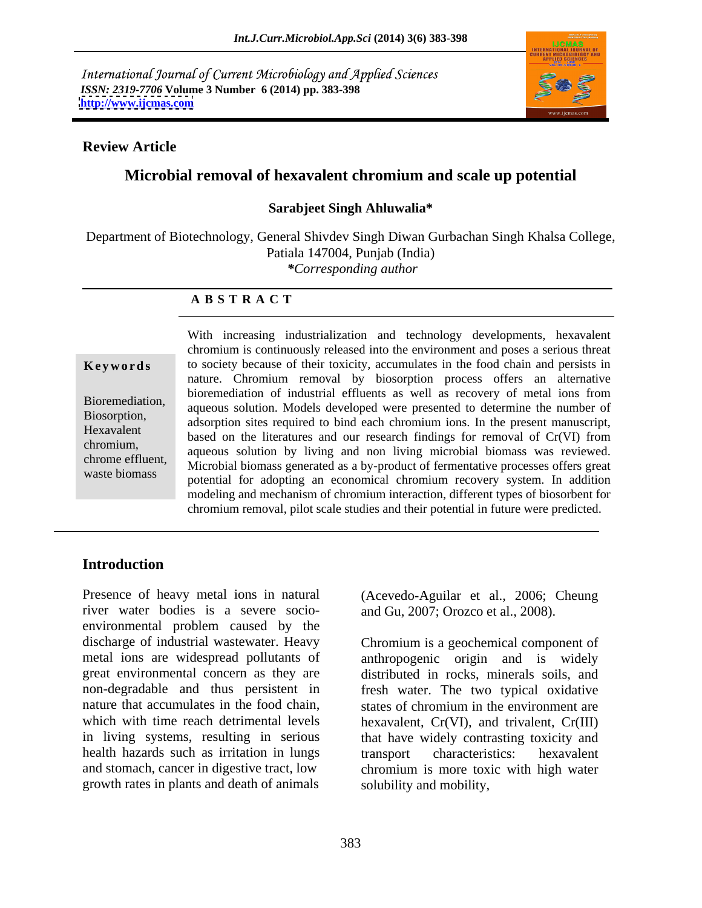International Journal of Current Microbiology and Applied Sciences
*ISSN: 2319-7706* **Volume 3 Number 6 (2014) pp. 383-398**
**http://www.ijcmas.com**

**Review Article**

# Microbial removal of hexavalent chromium and scale up potential

**Sarabjeet Singh Ahluwalia***

Department of Biotechnology, General Shivdev Singh Diwan Gurbachan Singh Khalsa College, Patiala 147004, Punjab (India)
****Corresponding author***

**A B S T R A C T**

**Keywords**

Bioremediation, Biosorption, Hexavalent chromium, chrome effluent, waste biomass

With increasing industrialization and technology developments, hexavalent chromium is continuously released into the environment and poses a serious threat to society because of their toxicity, accumulates in the food chain and persists in nature. Chromium removal by biosorption process offers an alternative bioremediation of industrial effluents as well as recovery of metal ions from aqueous solution. Models developed were presented to determine the number of adsorption sites required to bind each chromium ions. In the present manuscript, based on the literatures and our research findings for removal of Cr(VI) from aqueous solution by living and non living microbial biomass was reviewed. Microbial biomass generated as a by-product of fermentative processes offers great potential for adopting an economical chromium recovery system. In addition modeling and mechanism of chromium interaction, different types of biosorbent for chromium removal, pilot scale studies and their potential in future were predicted.

## Introduction

Presence of heavy metal ions in natural river water bodies is a severe socio-environmental problem caused by the discharge of industrial wastewater. Heavy metal ions are widespread pollutants of great environmental concern as they are non-degradable and thus persistent in nature that accumulates in the food chain, which with time reach detrimental levels in living systems, resulting in serious health hazards such as irritation in lungs and stomach, cancer in digestive tract, low growth rates in plants and death of animals (Acevedo-Aguilar et al., 2006; Cheung and Gu, 2007; Orozco et al., 2008).

Chromium is a geochemical component of anthropogenic origin and is widely distributed in rocks, minerals soils, and fresh water. The two typical oxidative states of chromium in the environment are hexavalent, Cr(VI), and trivalent, Cr(III) that have widely contrasting toxicity and transport characteristics: hexavalent chromium is more toxic with high water solubility and mobility,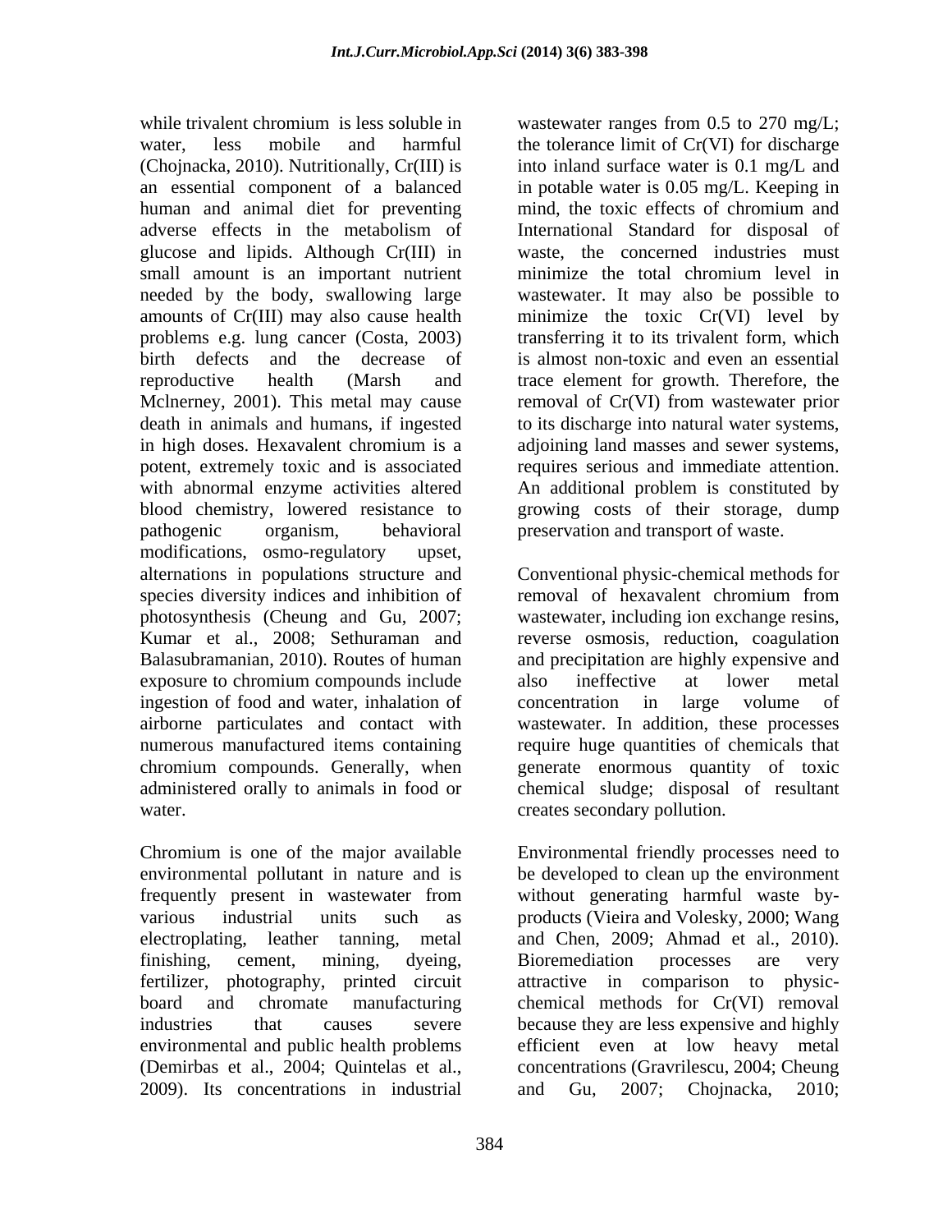while trivalent chromium is less soluble in water, less mobile and harmful (Chojnacka, 2010). Nutritionally, Cr(III) is an essential component of a balanced human and animal diet for preventing adverse effects in the metabolism of glucose and lipids. Although Cr(III) in small amount is an important nutrient needed by the body, swallowing large amounts of Cr(III) may also cause health problems e.g. lung cancer (Costa, 2003) birth defects and the decrease of reproductive health (Marsh and Mclnerney, 2001). This metal may cause death in animals and humans, if ingested in high doses. Hexavalent chromium is a potent, extremely toxic and is associated with abnormal enzyme activities altered blood chemistry, lowered resistance to pathogenic organism, behavioral modifications, osmo-regulatory upset, alternations in populations structure and species diversity indices and inhibition of photosynthesis (Cheung and Gu, 2007; Kumar et al., 2008; Sethuraman and Balasubramanian, 2010). Routes of human exposure to chromium compounds include ingestion of food and water, inhalation of airborne particulates and contact with numerous manufactured items containing chromium compounds. Generally, when administered orally to animals in food or water.

Chromium is one of the major available environmental pollutant in nature and is frequently present in wastewater from various industrial units such as electroplating, leather tanning, metal finishing, cement, mining, dyeing, fertilizer, photography, printed circuit board and chromate manufacturing industries that causes severe environmental and public health problems (Demirbas et al., 2004; Quintelas et al., 2009). Its concentrations in industrial wastewater ranges from 0.5 to 270 mg/L; the tolerance limit of Cr(VI) for discharge into inland surface water is 0.1 mg/L and in potable water is 0.05 mg/L. Keeping in mind, the toxic effects of chromium and International Standard for disposal of waste, the concerned industries must minimize the total chromium level in wastewater. It may also be possible to minimize the toxic Cr(VI) level by transferring it to its trivalent form, which is almost non-toxic and even an essential trace element for growth. Therefore, the removal of Cr(VI) from wastewater prior to its discharge into natural water systems, adjoining land masses and sewer systems, requires serious and immediate attention. An additional problem is constituted by growing costs of their storage, dump preservation and transport of waste.

Conventional physic-chemical methods for removal of hexavalent chromium from wastewater, including ion exchange resins, reverse osmosis, reduction, coagulation and precipitation are highly expensive and also ineffective at lower metal concentration in large volume of wastewater. In addition, these processes require huge quantities of chemicals that generate enormous quantity of toxic chemical sludge; disposal of resultant creates secondary pollution.

Environmental friendly processes need to be developed to clean up the environment without generating harmful waste by-products (Vieira and Volesky, 2000; Wang and Chen, 2009; Ahmad et al., 2010). Bioremediation processes are very attractive in comparison to physic-chemical methods for Cr(VI) removal because they are less expensive and highly efficient even at low heavy metal concentrations (Gravrilescu, 2004; Cheung and Gu, 2007; Chojnacka, 2010;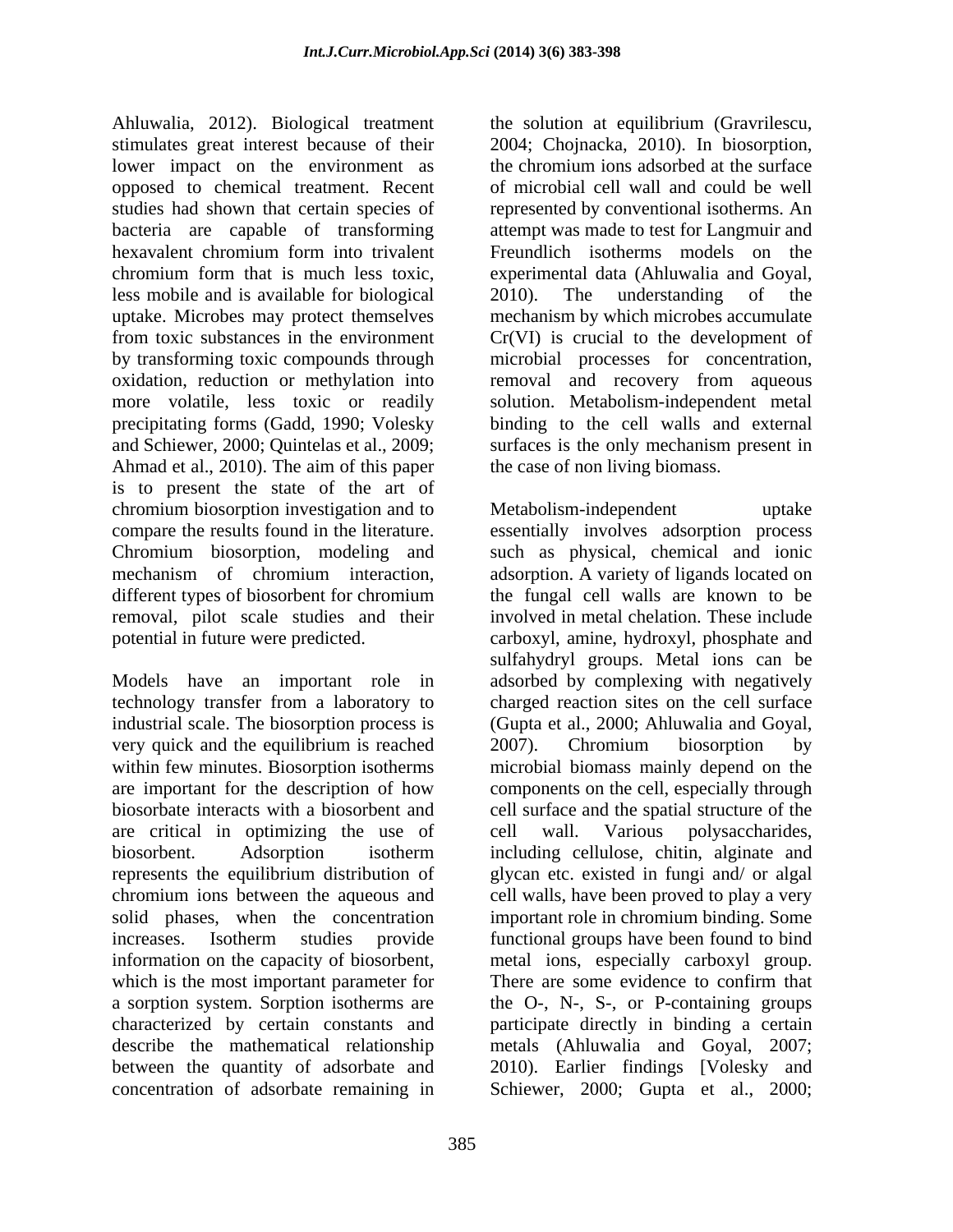Ahluwalia, 2012). Biological treatment stimulates great interest because of their lower impact on the environment as opposed to chemical treatment. Recent studies had shown that certain species of bacteria are capable of transforming hexavalent chromium form into trivalent chromium form that is much less toxic, less mobile and is available for biological uptake. Microbes may protect themselves from toxic substances in the environment by transforming toxic compounds through oxidation, reduction or methylation into more volatile, less toxic or readily precipitating forms (Gadd, 1990; Volesky and Schiewer, 2000; Quintelas et al., 2009; Ahmad et al., 2010). The aim of this paper is to present the state of the art of chromium biosorption investigation and to compare the results found in the literature. Chromium biosorption, modeling and mechanism of chromium interaction, different types of biosorbent for chromium removal, pilot scale studies and their potential in future were predicted.

Models have an important role in technology transfer from a laboratory to industrial scale. The biosorption process is very quick and the equilibrium is reached within few minutes. Biosorption isotherms are important for the description of how biosorbate interacts with a biosorbent and are critical in optimizing the use of biosorbent. Adsorption isotherm represents the equilibrium distribution of chromium ions between the aqueous and solid phases, when the concentration increases. Isotherm studies provide information on the capacity of biosorbent, which is the most important parameter for a sorption system. Sorption isotherms are characterized by certain constants and describe the mathematical relationship between the quantity of adsorbate and concentration of adsorbate remaining in the solution at equilibrium (Gravrilescu, 2004; Chojnacka, 2010). In biosorption, the chromium ions adsorbed at the surface of microbial cell wall and could be well represented by conventional isotherms. An attempt was made to test for Langmuir and Freundlich isotherms models on the experimental data (Ahluwalia and Goyal, 2010). The understanding of the mechanism by which microbes accumulate Cr(VI) is crucial to the development of microbial processes for concentration, removal and recovery from aqueous solution. Metabolism-independent metal binding to the cell walls and external surfaces is the only mechanism present in the case of non living biomass.

Metabolism-independent uptake essentially involves adsorption process such as physical, chemical and ionic adsorption. A variety of ligands located on the fungal cell walls are known to be involved in metal chelation. These include carboxyl, amine, hydroxyl, phosphate and sulfahydryl groups. Metal ions can be adsorbed by complexing with negatively charged reaction sites on the cell surface (Gupta et al., 2000; Ahluwalia and Goyal, 2007). Chromium biosorption by microbial biomass mainly depend on the components on the cell, especially through cell surface and the spatial structure of the cell wall. Various polysaccharides, including cellulose, chitin, alginate and glycan etc. existed in fungi and/ or algal cell walls, have been proved to play a very important role in chromium binding. Some functional groups have been found to bind metal ions, especially carboxyl group. There are some evidence to confirm that the O-, N-, S-, or P-containing groups participate directly in binding a certain metals (Ahluwalia and Goyal, 2007; 2010). Earlier findings [Volesky and Schiewer, 2000; Gupta et al., 2000;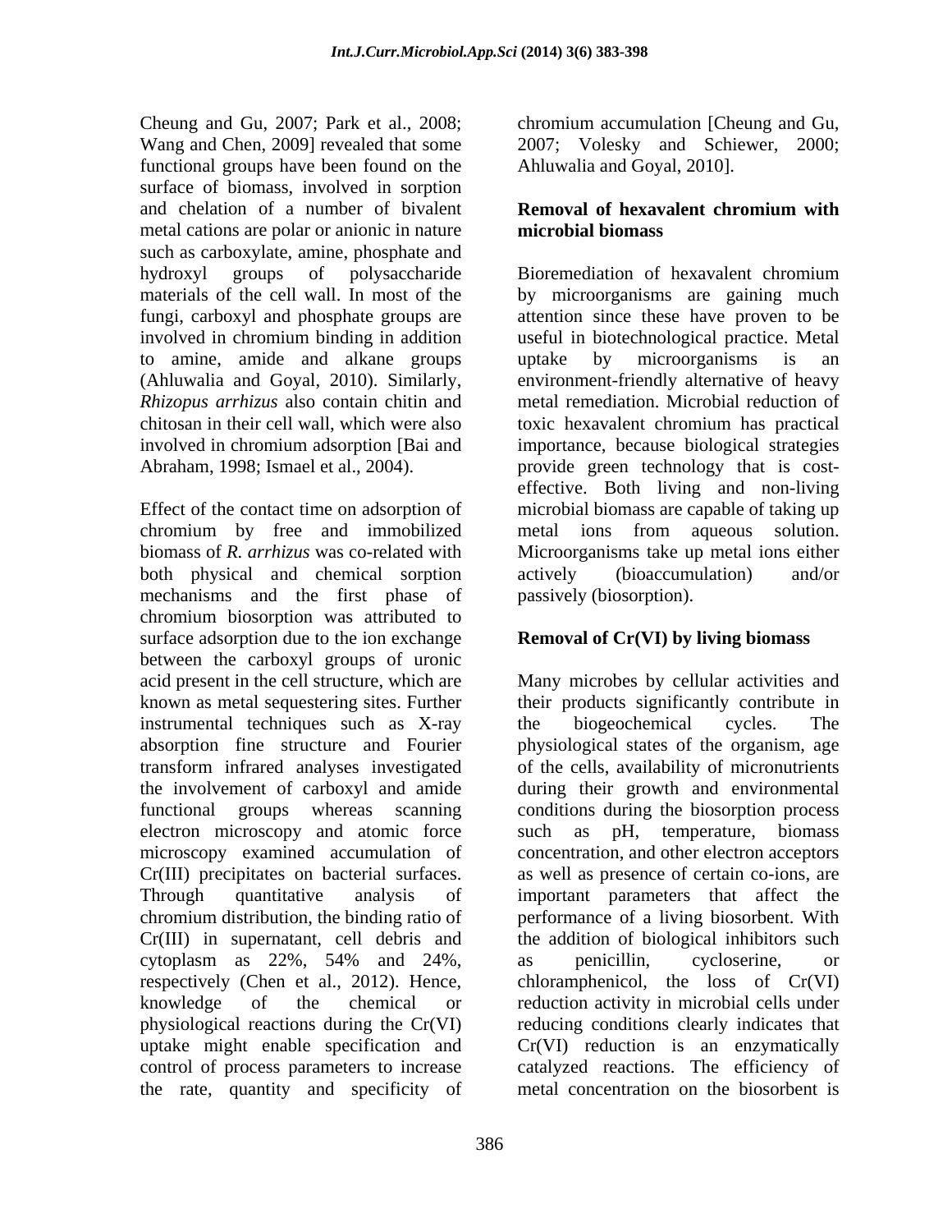Cheung and Gu, 2007; Park et al., 2008; Wang and Chen, 2009] revealed that some functional groups have been found on the surface of biomass, involved in sorption and chelation of a number of bivalent metal cations are polar or anionic in nature such as carboxylate, amine, phosphate and hydroxyl groups of polysaccharide materials of the cell wall. In most of the fungi, carboxyl and phosphate groups are involved in chromium binding in addition to amine, amide and alkane groups (Ahluwalia and Goyal, 2010). Similarly, *Rhizopus arrhizus* also contain chitin and chitosan in their cell wall, which were also involved in chromium adsorption [Bai and Abraham, 1998; Ismael et al., 2004).

Effect of the contact time on adsorption of chromium by free and immobilized biomass of *R. arrhizus* was co-related with both physical and chemical sorption mechanisms and the first phase of chromium biosorption was attributed to surface adsorption due to the ion exchange between the carboxyl groups of uronic acid present in the cell structure, which are known as metal sequestering sites. Further instrumental techniques such as X-ray absorption fine structure and Fourier transform infrared analyses investigated the involvement of carboxyl and amide functional groups whereas scanning electron microscopy and atomic force microscopy examined accumulation of Cr(III) precipitates on bacterial surfaces. Through quantitative analysis of chromium distribution, the binding ratio of Cr(III) in supernatant, cell debris and cytoplasm as 22%, 54% and 24%, respectively (Chen et al., 2012). Hence, knowledge of the chemical or physiological reactions during the Cr(VI) uptake might enable specification and control of process parameters to increase the rate, quantity and specificity of chromium accumulation [Cheung and Gu, 2007; Volesky and Schiewer, 2000; Ahluwalia and Goyal, 2010].

## Removal of hexavalent chromium with microbial biomass

Bioremediation of hexavalent chromium by microorganisms are gaining much attention since these have proven to be useful in biotechnological practice. Metal uptake by microorganisms is an environment-friendly alternative of heavy metal remediation. Microbial reduction of toxic hexavalent chromium has practical importance, because biological strategies provide green technology that is cost-effective. Both living and non-living microbial biomass are capable of taking up metal ions from aqueous solution. Microorganisms take up metal ions either actively (bioaccumulation) and/or passively (biosorption).

## Removal of Cr(VI) by living biomass

Many microbes by cellular activities and their products significantly contribute in the biogeochemical cycles. The physiological states of the organism, age of the cells, availability of micronutrients during their growth and environmental conditions during the biosorption process such as pH, temperature, biomass concentration, and other electron acceptors as well as presence of certain co-ions, are important parameters that affect the performance of a living biosorbent. With the addition of biological inhibitors such as penicillin, cycloserine, or chloramphenicol, the loss of Cr(VI) reduction activity in microbial cells under reducing conditions clearly indicates that Cr(VI) reduction is an enzymatically catalyzed reactions. The efficiency of metal concentration on the biosorbent is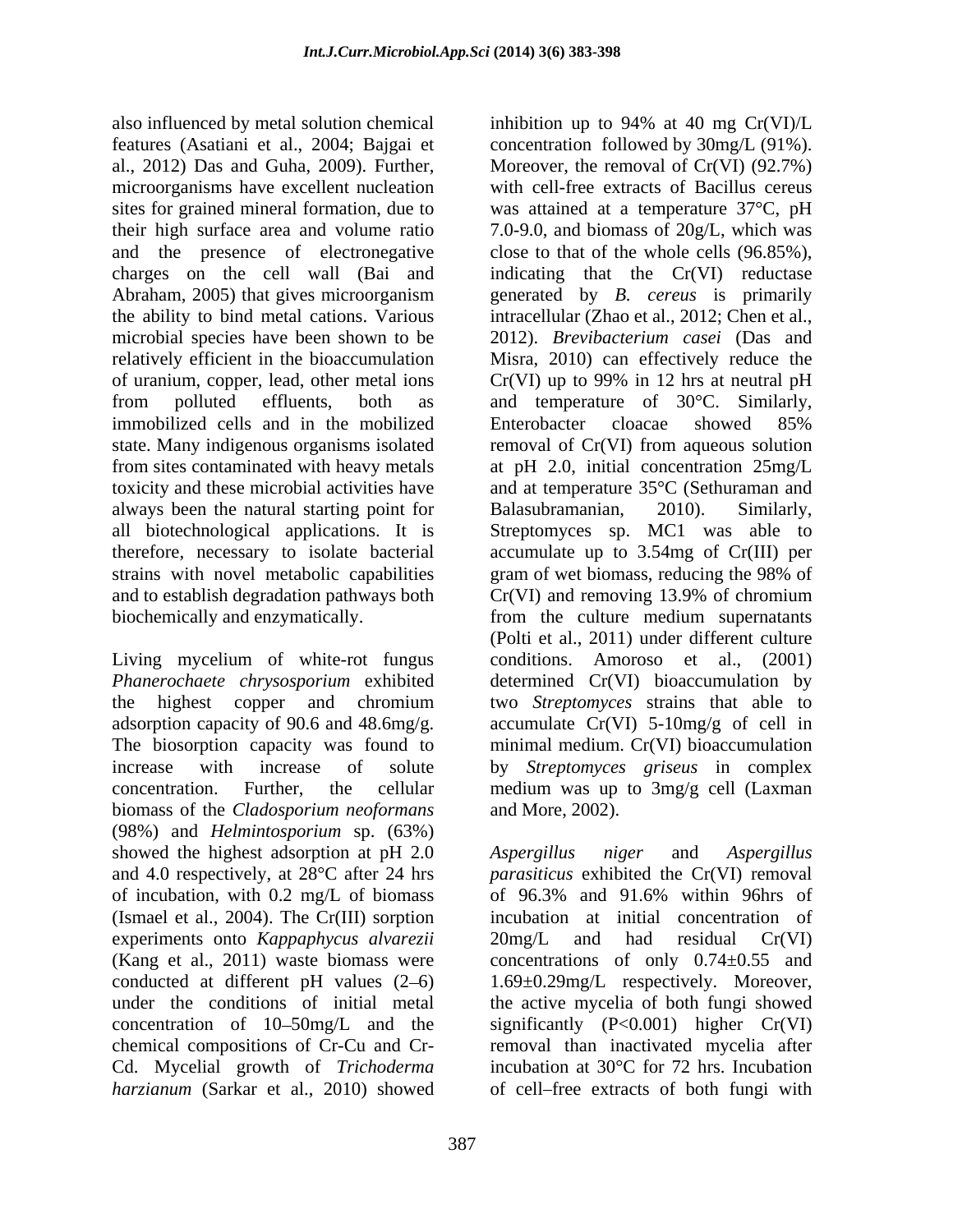also influenced by metal solution chemical features (Asatiani et al., 2004; Bajgai et al., 2012) Das and Guha, 2009). Further, microorganisms have excellent nucleation sites for grained mineral formation, due to their high surface area and volume ratio and the presence of electronegative charges on the cell wall (Bai and Abraham, 2005) that gives microorganism the ability to bind metal cations. Various microbial species have been shown to be relatively efficient in the bioaccumulation of uranium, copper, lead, other metal ions from polluted effluents, both as immobilized cells and in the mobilized state. Many indigenous organisms isolated from sites contaminated with heavy metals toxicity and these microbial activities have always been the natural starting point for all biotechnological applications. It is therefore, necessary to isolate bacterial strains with novel metabolic capabilities and to establish degradation pathways both biochemically and enzymatically.

Living mycelium of white-rot fungus *Phanerochaete chrysosporium* exhibited the highest copper and chromium adsorption capacity of 90.6 and 48.6mg/g. The biosorption capacity was found to increase with increase of solute concentration. Further, the cellular biomass of the *Cladosporium neoformans* (98%) and *Helmintosporium* sp. (63%) showed the highest adsorption at pH 2.0 and 4.0 respectively, at 28°C after 24 hrs of incubation, with 0.2 mg/L of biomass (Ismael et al., 2004). The Cr(III) sorption experiments onto *Kappaphycus alvarezii* (Kang et al., 2011) waste biomass were conducted at different pH values (2–6) under the conditions of initial metal concentration of 10–50mg/L and the chemical compositions of Cr-Cu and Cr-Cd. Mycelial growth of *Trichoderma harzianum* (Sarkar et al., 2010) showed inhibition up to 94% at 40 mg Cr(VI)/L concentration followed by 30mg/L (91%). Moreover, the removal of Cr(VI) (92.7%) with cell-free extracts of Bacillus cereus was attained at a temperature 37°C, pH 7.0-9.0, and biomass of 20g/L, which was close to that of the whole cells (96.85%), indicating that the Cr(VI) reductase generated by *B. cereus* is primarily intracellular (Zhao et al., 2012; Chen et al., 2012). *Brevibacterium casei* (Das and Misra, 2010) can effectively reduce the Cr(VI) up to 99% in 12 hrs at neutral pH and temperature of 30°C. Similarly, Enterobacter cloacae showed 85% removal of Cr(VI) from aqueous solution at pH 2.0, initial concentration 25mg/L and at temperature 35°C (Sethuraman and Balasubramanian, 2010). Similarly, Streptomyces sp. MC1 was able to accumulate up to 3.54mg of Cr(III) per gram of wet biomass, reducing the 98% of Cr(VI) and removing 13.9% of chromium from the culture medium supernatants (Polti et al., 2011) under different culture conditions. Amoroso et al., (2001) determined Cr(VI) bioaccumulation by two *Streptomyces* strains that able to accumulate Cr(VI) 5-10mg/g of cell in minimal medium. Cr(VI) bioaccumulation by *Streptomyces griseus* in complex medium was up to 3mg/g cell (Laxman and More, 2002).

*Aspergillus niger* and *Aspergillus parasiticus* exhibited the Cr(VI) removal of 96.3% and 91.6% within 96hrs of incubation at initial concentration of 20mg/L and had residual Cr(VI) concentrations of only 0.74±0.55 and 1.69±0.29mg/L respectively. Moreover, the active mycelia of both fungi showed significantly ($P<0.001$) higher Cr(VI) removal than inactivated mycelia after incubation at 30°C for 72 hrs. Incubation of cell–free extracts of both fungi with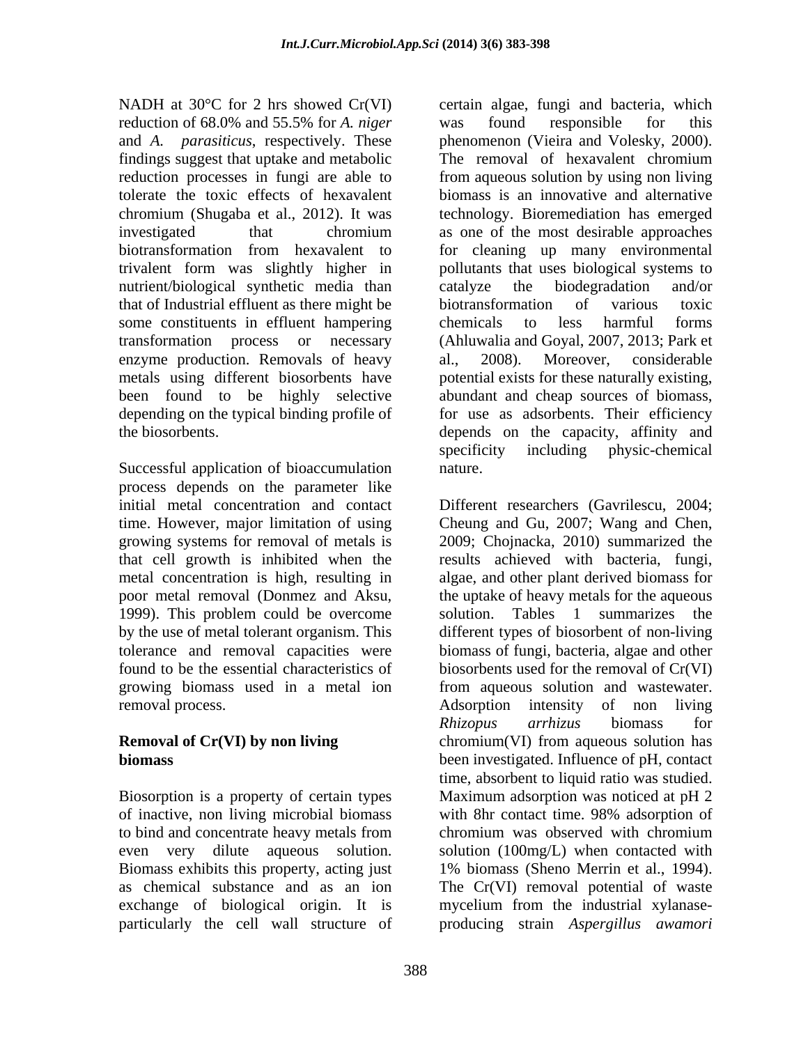NADH at 30°C for 2 hrs showed Cr(VI) reduction of 68.0% and 55.5% for *A. niger* and *A. parasiticus*, respectively. These findings suggest that uptake and metabolic reduction processes in fungi are able to tolerate the toxic effects of hexavalent chromium (Shugaba et al., 2012). It was investigated that chromium biotransformation from hexavalent to trivalent form was slightly higher in nutrient/biological synthetic media than that of Industrial effluent as there might be some constituents in effluent hampering transformation process or necessary enzyme production. Removals of heavy metals using different biosorbents have been found to be highly selective depending on the typical binding profile of the biosorbents.

Successful application of bioaccumulation process depends on the parameter like initial metal concentration and contact time. However, major limitation of using growing systems for removal of metals is that cell growth is inhibited when the metal concentration is high, resulting in poor metal removal (Donmez and Aksu, 1999). This problem could be overcome by the use of metal tolerant organism. This tolerance and removal capacities were found to be the essential characteristics of growing biomass used in a metal ion removal process.

## Removal of Cr(VI) by non living biomass

Biosorption is a property of certain types of inactive, non living microbial biomass to bind and concentrate heavy metals from even very dilute aqueous solution. Biomass exhibits this property, acting just as chemical substance and as an ion exchange of biological origin. It is particularly the cell wall structure of certain algae, fungi and bacteria, which was found responsible for this phenomenon (Vieira and Volesky, 2000). The removal of hexavalent chromium from aqueous solution by using non living biomass is an innovative and alternative technology. Bioremediation has emerged as one of the most desirable approaches for cleaning up many environmental pollutants that uses biological systems to catalyze the biodegradation and/or biotransformation of various toxic chemicals to less harmful forms (Ahluwalia and Goyal, 2007, 2013; Park et al., 2008). Moreover, considerable potential exists for these naturally existing, abundant and cheap sources of biomass, for use as adsorbents. Their efficiency depends on the capacity, affinity and specificity including physic-chemical nature.

Different researchers (Gavrilescu, 2004; Cheung and Gu, 2007; Wang and Chen, 2009; Chojnacka, 2010) summarized the results achieved with bacteria, fungi, algae, and other plant derived biomass for the uptake of heavy metals for the aqueous solution. Tables 1 summarizes the different types of biosorbent of non-living biomass of fungi, bacteria, algae and other biosorbents used for the removal of Cr(VI) from aqueous solution and wastewater. Adsorption intensity of non living *Rhizopus arrhizus* biomass for chromium(VI) from aqueous solution has been investigated. Influence of pH, contact time, absorbent to liquid ratio was studied. Maximum adsorption was noticed at pH 2 with 8hr contact time. 98% adsorption of chromium was observed with chromium solution (100mg/L) when contacted with 1% biomass (Sheno Merrin et al., 1994). The Cr(VI) removal potential of waste mycelium from the industrial xylanase-producing strain *Aspergillus awamori*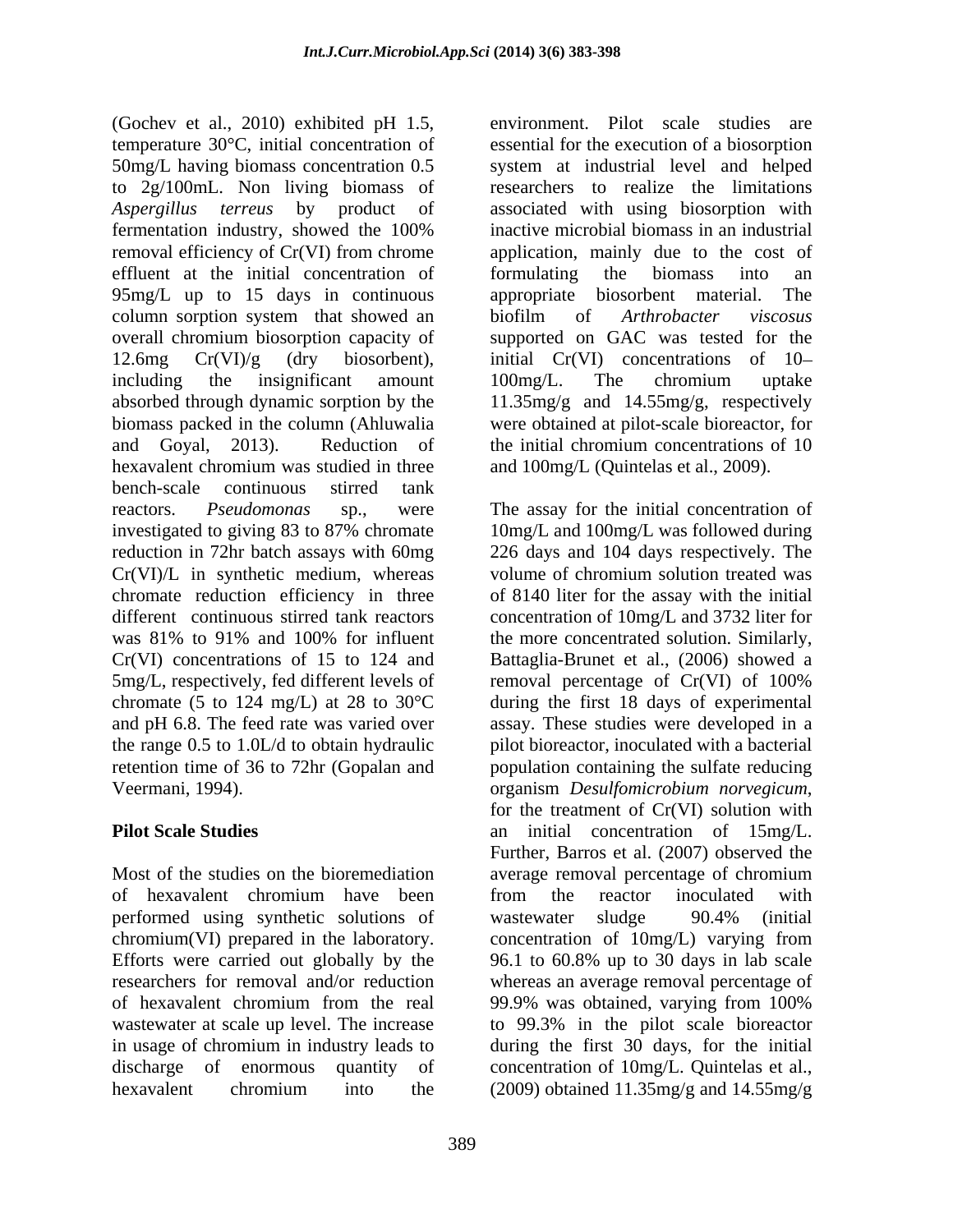(Gochev et al., 2010) exhibited pH 1.5, temperature 30°C, initial concentration of 50mg/L having biomass concentration 0.5 to 2g/100mL. Non living biomass of *Aspergillus terreus* by product of fermentation industry, showed the 100% removal efficiency of Cr(VI) from chrome effluent at the initial concentration of 95mg/L up to 15 days in continuous column sorption system that showed an overall chromium biosorption capacity of 12.6mg Cr(VI)/g (dry biosorbent), including the insignificant amount absorbed through dynamic sorption by the biomass packed in the column (Ahluwalia and Goyal, 2013). Reduction of hexavalent chromium was studied in three bench-scale continuous stirred tank reactors. *Pseudomonas* sp., were investigated to giving 83 to 87% chromate reduction in 72hr batch assays with 60mg Cr(VI)/L in synthetic medium, whereas chromate reduction efficiency in three different continuous stirred tank reactors was 81% to 91% and 100% for influent Cr(VI) concentrations of 15 to 124 and 5mg/L, respectively, fed different levels of chromate (5 to 124 mg/L) at 28 to 30°C and pH 6.8. The feed rate was varied over the range 0.5 to 1.0L/d to obtain hydraulic retention time of 36 to 72hr (Gopalan and Veermani, 1994).

## Pilot Scale Studies

Most of the studies on the bioremediation of hexavalent chromium have been performed using synthetic solutions of chromium(VI) prepared in the laboratory. Efforts were carried out globally by the researchers for removal and/or reduction of hexavalent chromium from the real wastewater at scale up level. The increase in usage of chromium in industry leads to discharge of enormous quantity of hexavalent chromium into the environment. Pilot scale studies are essential for the execution of a biosorption system at industrial level and helped researchers to realize the limitations associated with using biosorption with inactive microbial biomass in an industrial application, mainly due to the cost of formulating the biomass into an appropriate biosorbent material. The biofilm of *Arthrobacter viscosus* supported on GAC was tested for the initial Cr(VI) concentrations of 10–100mg/L. The chromium uptake 11.35mg/g and 14.55mg/g, respectively were obtained at pilot-scale bioreactor, for the initial chromium concentrations of 10 and 100mg/L (Quintelas et al., 2009).

The assay for the initial concentration of 10mg/L and 100mg/L was followed during 226 days and 104 days respectively. The volume of chromium solution treated was of 8140 liter for the assay with the initial concentration of 10mg/L and 3732 liter for the more concentrated solution. Similarly, Battaglia-Brunet et al., (2006) showed a removal percentage of Cr(VI) of 100% during the first 18 days of experimental assay. These studies were developed in a pilot bioreactor, inoculated with a bacterial population containing the sulfate reducing organism *Desulfomicrobium norvegicum*, for the treatment of Cr(VI) solution with an initial concentration of 15mg/L. Further, Barros et al. (2007) observed the average removal percentage of chromium from the reactor inoculated with wastewater sludge 90.4% (initial concentration of 10mg/L) varying from 96.1 to 60.8% up to 30 days in lab scale whereas an average removal percentage of 99.9% was obtained, varying from 100% to 99.3% in the pilot scale bioreactor during the first 30 days, for the initial concentration of 10mg/L. Quintelas et al., (2009) obtained 11.35mg/g and 14.55mg/g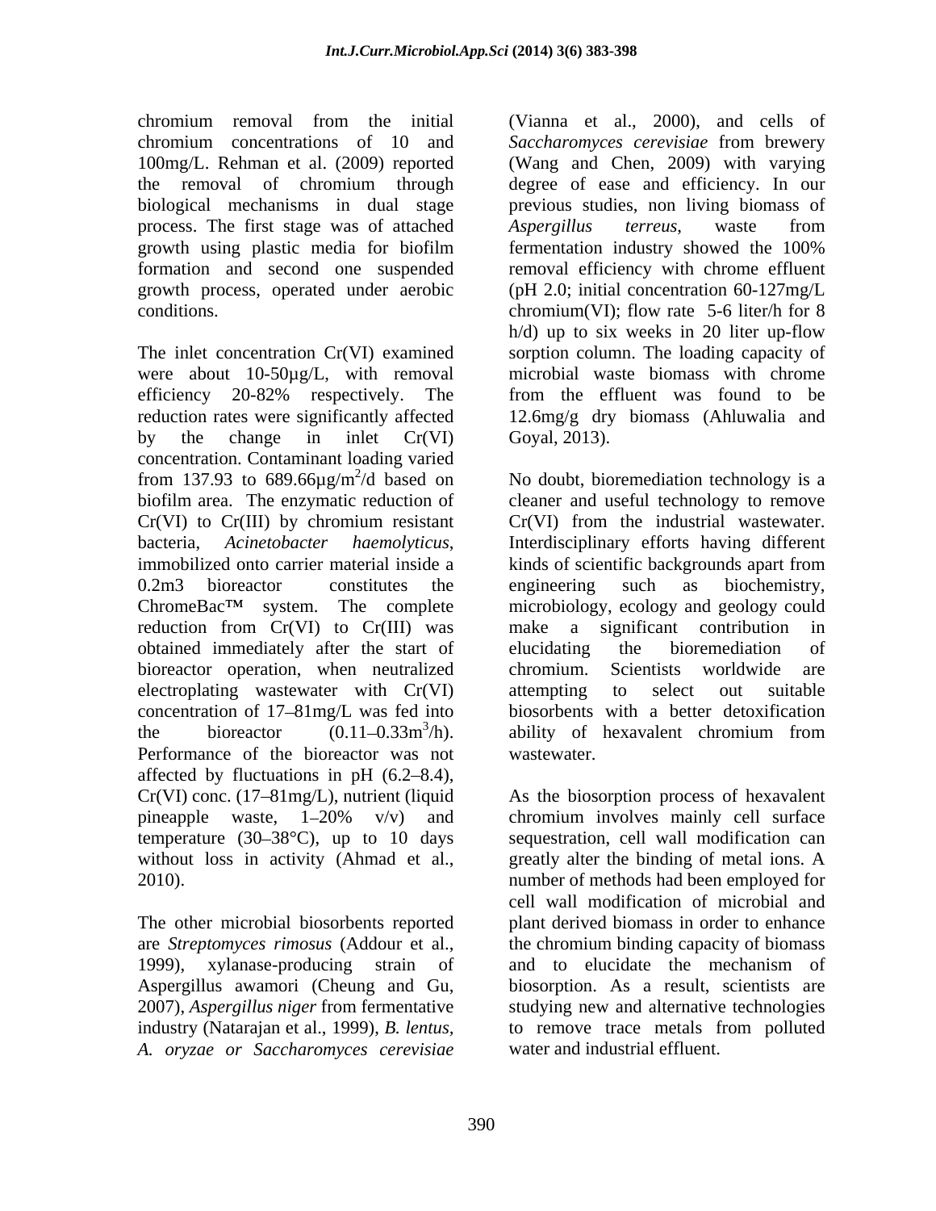chromium removal from the initial chromium concentrations of 10 and 100mg/L. Rehman et al. (2009) reported the removal of chromium through biological mechanisms in dual stage process. The first stage was of attached growth using plastic media for biofilm formation and second one suspended growth process, operated under aerobic conditions.

The inlet concentration Cr(VI) examined were about 10-50µg/L, with removal efficiency 20-82% respectively. The reduction rates were significantly affected by the change in inlet Cr(VI) concentration. Contaminant loading varied from 137.93 to 689.66µg/$m^2$/d based on biofilm area. The enzymatic reduction of Cr(VI) to Cr(III) by chromium resistant bacteria, *Acinetobacter haemolyticus*, immobilized onto carrier material inside a 0.2m3 bioreactor constitutes the ChromeBac™ system. The complete reduction from Cr(VI) to Cr(III) was obtained immediately after the start of bioreactor operation, when neutralized electroplating wastewater with Cr(VI) concentration of 17–81mg/L was fed into the bioreactor (0.11–0.33$m^3$/h). Performance of the bioreactor was not affected by fluctuations in pH (6.2–8.4), Cr(VI) conc. (17–81mg/L), nutrient (liquid pineapple waste, 1–20% v/v) and temperature (30–38°C), up to 10 days without loss in activity (Ahmad et al., 2010).

The other microbial biosorbents reported are *Streptomyces rimosus* (Addour et al., 1999), xylanase-producing strain of Aspergillus awamori (Cheung and Gu, 2007), *Aspergillus niger* from fermentative industry (Natarajan et al., 1999), *B. lentus, A. oryzae or Saccharomyces cerevisiae* (Vianna et al., 2000), and cells of *Saccharomyces cerevisiae* from brewery (Wang and Chen, 2009) with varying degree of ease and efficiency. In our previous studies, non living biomass of *Aspergillus terreus,* waste from fermentation industry showed the 100% removal efficiency with chrome effluent (pH 2.0; initial concentration 60-127mg/L chromium(VI); flow rate 5-6 liter/h for 8 h/d) up to six weeks in 20 liter up-flow sorption column. The loading capacity of microbial waste biomass with chrome from the effluent was found to be 12.6mg/g dry biomass (Ahluwalia and Goyal, 2013).

No doubt, bioremediation technology is a cleaner and useful technology to remove Cr(VI) from the industrial wastewater. Interdisciplinary efforts having different kinds of scientific backgrounds apart from engineering such as biochemistry, microbiology, ecology and geology could make a significant contribution in elucidating the bioremediation of chromium. Scientists worldwide are attempting to select out suitable biosorbents with a better detoxification ability of hexavalent chromium from wastewater.

As the biosorption process of hexavalent chromium involves mainly cell surface sequestration, cell wall modification can greatly alter the binding of metal ions. A number of methods had been employed for cell wall modification of microbial and plant derived biomass in order to enhance the chromium binding capacity of biomass and to elucidate the mechanism of biosorption. As a result, scientists are studying new and alternative technologies to remove trace metals from polluted water and industrial effluent.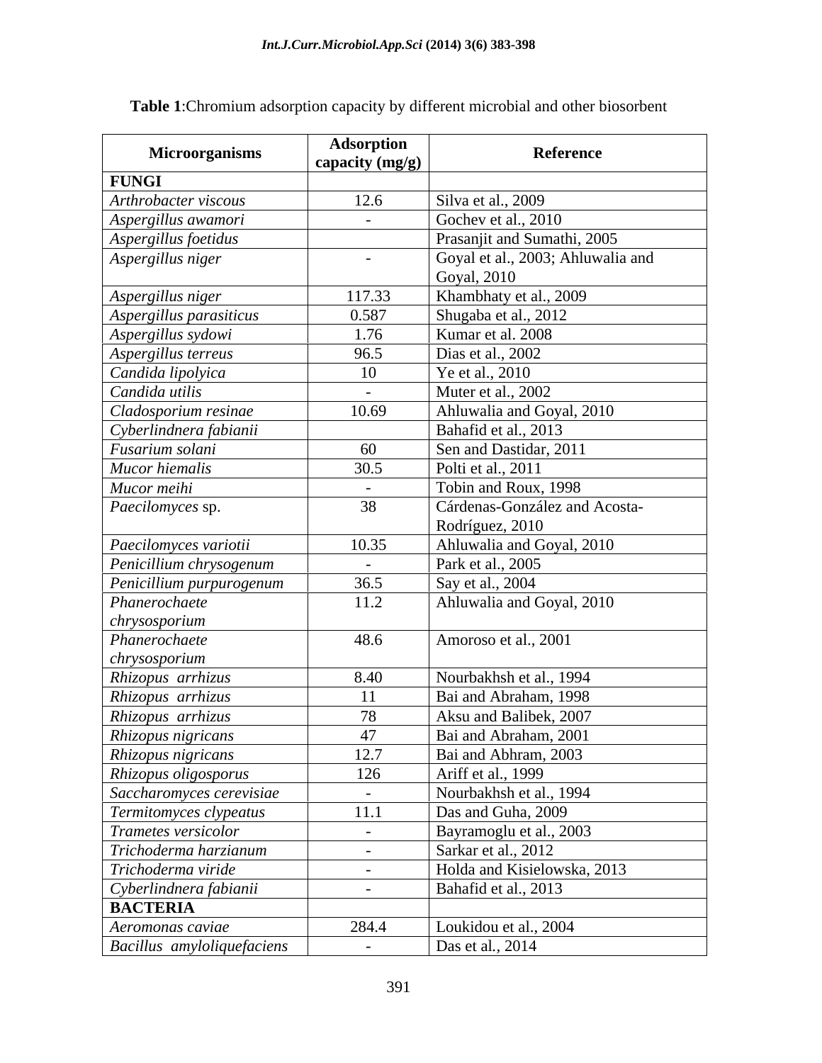**Table 1**:Chromium adsorption capacity by different microbial and other biosorbent

| Microorganisms | Adsorption capacity (mg/g) | Reference |
|---|---|---|
| **FUNGI** | | |
| *Arthrobacter viscous* | 12.6 | Silva et al., 2009 |
| *Aspergillus awamori* | - | Gochev et al., 2010 |
| *Aspergillus foetidus* | | Prasanjit and Sumathi, 2005 |
| *Aspergillus niger* | - | Goyal et al., 2003; Ahluwalia and Goyal, 2010 |
| *Aspergillus niger* | 117.33 | Khambhaty et al., 2009 |
| *Aspergillus parasiticus* | 0.587 | Shugaba et al., 2012 |
| *Aspergillus sydowi* | 1.76 | Kumar et al. 2008 |
| *Aspergillus terreus* | 96.5 | Dias et al., 2002 |
| *Candida lipolyica* | 10 | Ye et al., 2010 |
| *Candida utilis* | - | Muter et al., 2002 |
| *Cladosporium resinae* | 10.69 | Ahluwalia and Goyal, 2010 |
| *Cyberlindnera fabianii* | | Bahafid et al., 2013 |
| *Fusarium solani* | 60 | Sen and Dastidar, 2011 |
| *Mucor hiemalis* | 30.5 | Polti et al., 2011 |
| *Mucor meihi* | - | Tobin and Roux, 1998 |
| *Paecilomyces* sp. | 38 | Cárdenas-González and Acosta-Rodríguez, 2010 |
| *Paecilomyces variotii* | 10.35 | Ahluwalia and Goyal, 2010 |
| *Penicillium chrysogenum* | - | Park et al., 2005 |
| *Penicillium purpurogenum* | 36.5 | Say et al., 2004 |
| *Phanerochaete chrysosporium* | 11.2 | Ahluwalia and Goyal, 2010 |
| *Phanerochaete chrysosporium* | 48.6 | Amoroso et al., 2001 |
| *Rhizopus arrhizus* | 8.40 | Nourbakhsh et al., 1994 |
| *Rhizopus arrhizus* | 11 | Bai and Abraham, 1998 |
| *Rhizopus arrhizus* | 78 | Aksu and Balibek, 2007 |
| *Rhizopus nigricans* | 47 | Bai and Abraham, 2001 |
| *Rhizopus nigricans* | 12.7 | Bai and Abhram, 2003 |
| *Rhizopus oligosporus* | 126 | Ariff et al., 1999 |
| *Saccharomyces cerevisiae* | - | Nourbakhsh et al., 1994 |
| *Termitomyces clypeatus* | 11.1 | Das and Guha, 2009 |
| *Trametes versicolor* | - | Bayramoglu et al., 2003 |
| *Trichoderma harzianum* | - | Sarkar et al., 2012 |
| *Trichoderma viride* | - | Holda and Kisielowska, 2013 |
| *Cyberlindnera fabianii* | - | Bahafid et al., 2013 |
| **BACTERIA** | | |
| *Aeromonas caviae* | 284.4 | Loukidou et al., 2004 |
| *Bacillus amyloliquefaciens* | - | Das et al., 2014 |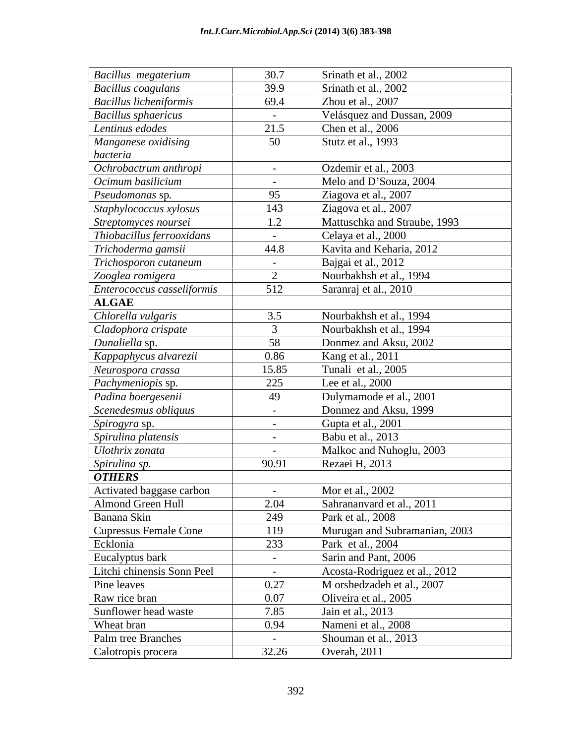| | | |
|---|---|---|
| *Bacillus megaterium* | 30.7 | Srinath et al., 2002 |
| *Bacillus coagulans* | 39.9 | Srinath et al., 2002 |
| *Bacillus licheniformis* | 69.4 | Zhou et al., 2007 |
| *Bacillus sphaericus* | - | Velásquez and Dussan, 2009 |
| *Lentinus edodes* | 21.5 | Chen et al., 2006 |
| *Manganese oxidising bacteria* | 50 | Stutz et al., 1993 |
| *Ochrobactrum anthropi* | - | Ozdemir et al., 2003 |
| *Ocimum basilicium* | - | Melo and D'Souza, 2004 |
| *Pseudomonas* sp. | 95 | Ziagova et al., 2007 |
| *Staphylococcus xylosus* | 143 | Ziagova et al., 2007 |
| *Streptomyces noursei* | 1.2 | Mattuschka and Straube, 1993 |
| *Thiobacillus ferrooxidans* | - | Celaya et al., 2000 |
| *Trichoderma gamsii* | 44.8 | Kavita and Keharia, 2012 |
| *Trichosporon cutaneum* | - | Bajgai et al., 2012 |
| *Zooglea romigera* | 2 | Nourbakhsh et al., 1994 |
| *Enterococcus casseliformis* | 512 | Saranraj et al., 2010 |
| **ALGAE** | | |
| *Chlorella vulgaris* | 3.5 | Nourbakhsh et al., 1994 |
| *Cladophora crispate* | 3 | Nourbakhsh et al., 1994 |
| *Dunaliella* sp. | 58 | Donmez and Aksu, 2002 |
| *Kappaphycus alvarezii* | 0.86 | Kang et al., 2011 |
| *Neurospora crassa* | 15.85 | Tunali et al., 2005 |
| *Pachymeniopis* sp. | 225 | Lee et al., 2000 |
| *Padina boergesenii* | 49 | Dulymamode et al., 2001 |
| *Scenedesmus obliquus* | - | Donmez and Aksu, 1999 |
| *Spirogyra* sp. | - | Gupta et al., 2001 |
| *Spirulina platensis* | - | Babu et al., 2013 |
| *Ulothrix zonata* | - | Malkoc and Nuhoglu, 2003 |
| *Spirulina sp.* | 90.91 | Rezaei H, 2013 |
| ***OTHERS*** | | |
| Activated baggase carbon | - | Mor et al., 2002 |
| Almond Green Hull | 2.04 | Sahrananvard et al., 2011 |
| Banana Skin | 249 | Park et al., 2008 |
| Cupressus Female Cone | 119 | Murugan and Subramanian, 2003 |
| Ecklonia | 233 | Park et al., 2004 |
| Eucalyptus bark | - | Sarin and Pant, 2006 |
| Litchi chinensis Sonn Peel | - | Acosta-Rodriguez et al., 2012 |
| Pine leaves | 0.27 | M orshedzadeh et al., 2007 |
| Raw rice bran | 0.07 | Oliveira et al., 2005 |
| Sunflower head waste | 7.85 | Jain et al., 2013 |
| Wheat bran | 0.94 | Nameni et al., 2008 |
| Palm tree Branches | - | Shouman et al., 2013 |
| Calotropis procera | 32.26 | Overah, 2011 |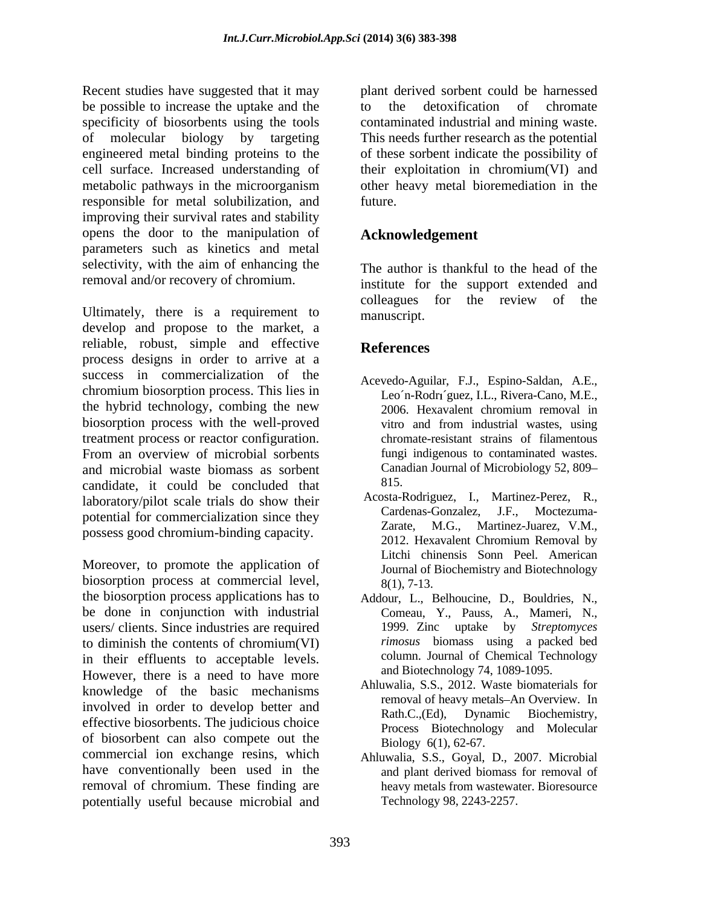Recent studies have suggested that it may be possible to increase the uptake and the specificity of biosorbents using the tools of molecular biology by targeting engineered metal binding proteins to the cell surface. Increased understanding of metabolic pathways in the microorganism responsible for metal solubilization, and improving their survival rates and stability opens the door to the manipulation of parameters such as kinetics and metal selectivity, with the aim of enhancing the removal and/or recovery of chromium.

Ultimately, there is a requirement to develop and propose to the market, a reliable, robust, simple and effective process designs in order to arrive at a success in commercialization of the chromium biosorption process. This lies in the hybrid technology, combing the new biosorption process with the well-proved treatment process or reactor configuration. From an overview of microbial sorbents and microbial waste biomass as sorbent candidate, it could be concluded that laboratory/pilot scale trials do show their potential for commercialization since they possess good chromium-binding capacity.

Moreover, to promote the application of biosorption process at commercial level, the biosorption process applications has to be done in conjunction with industrial users/ clients. Since industries are required to diminish the contents of chromium(VI) in their effluents to acceptable levels. However, there is a need to have more knowledge of the basic mechanisms involved in order to develop better and effective biosorbents. The judicious choice of biosorbent can also compete out the commercial ion exchange resins, which have conventionally been used in the removal of chromium. These finding are potentially useful because microbial and plant derived sorbent could be harnessed to the detoxification of chromate contaminated industrial and mining waste. This needs further research as the potential of these sorbent indicate the possibility of their exploitation in chromium(VI) and other heavy metal bioremediation in the future.

## Acknowledgement

The author is thankful to the head of the institute for the support extended and colleagues for the review of the manuscript.

## References

Acevedo-Aguilar, F.J., Espino-Saldan, A.E., Leo´n-Rodrı´guez, I.L., Rivera-Cano, M.E., 2006. Hexavalent chromium removal in vitro and from industrial wastes, using chromate-resistant strains of filamentous fungi indigenous to contaminated wastes. Canadian Journal of Microbiology 52, 809–815.

Acosta-Rodriguez, I., Martinez-Perez, R., Cardenas-Gonzalez, J.F., Moctezuma-Zarate, M.G., Martinez-Juarez, V.M., 2012. Hexavalent Chromium Removal by Litchi chinensis Sonn Peel. American Journal of Biochemistry and Biotechnology 8(1), 7-13.

Addour, L., Belhoucine, D., Bouldries, N., Comeau, Y., Pauss, A., Mameri, N., 1999. Zinc uptake by *Streptomyces rimosus* biomass using a packed bed column. Journal of Chemical Technology and Biotechnology 74, 1089-1095.

Ahluwalia, S.S., 2012. Waste biomaterials for removal of heavy metals–An Overview. In Rath.C.,(Ed), Dynamic Biochemistry, Process Biotechnology and Molecular Biology 6(1), 62-67.

Ahluwalia, S.S., Goyal, D., 2007. Microbial and plant derived biomass for removal of heavy metals from wastewater. Bioresource Technology 98, 2243-2257.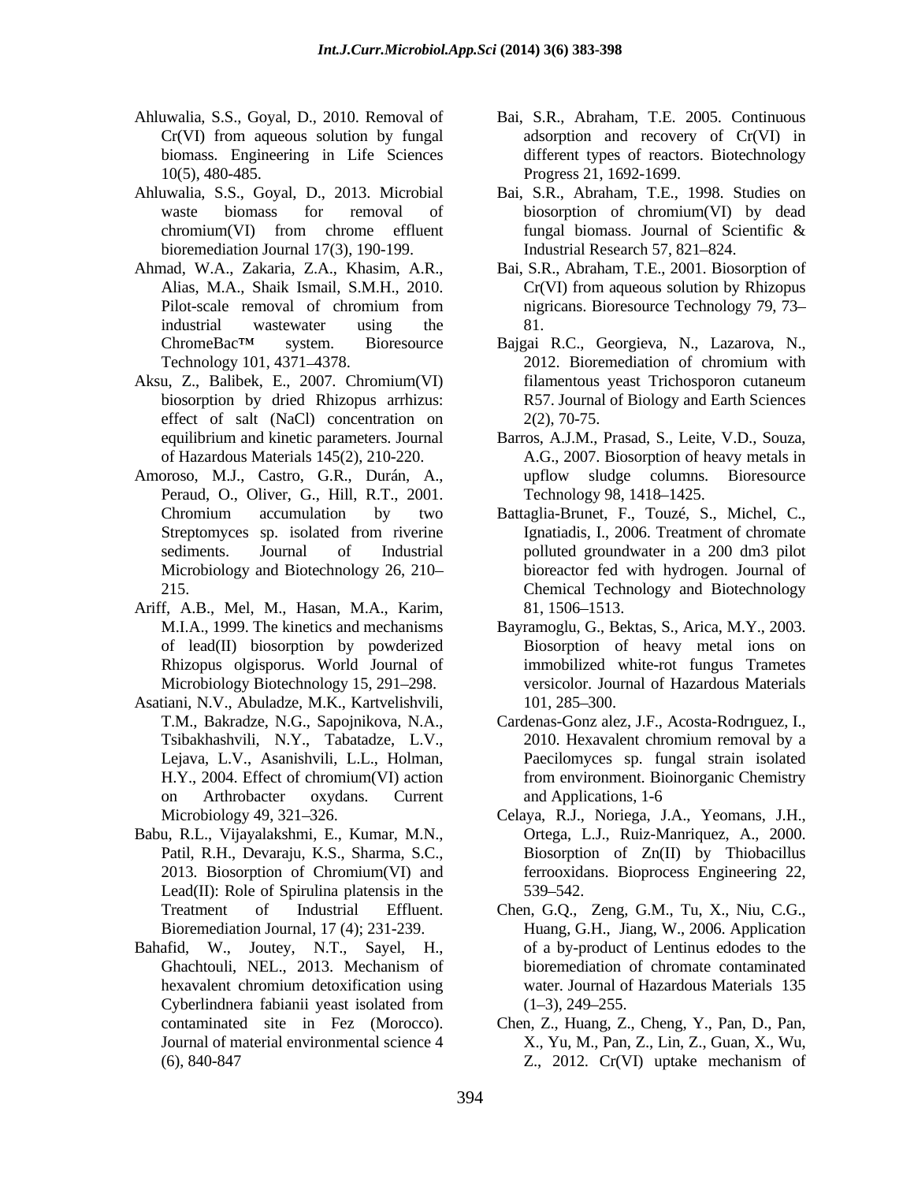Ahluwalia, S.S., Goyal, D., 2010. Removal of Cr(VI) from aqueous solution by fungal biomass. Engineering in Life Sciences 10(5), 480-485.

Ahluwalia, S.S., Goyal, D., 2013. Microbial waste biomass for removal of chromium(VI) from chrome effluent bioremediation Journal 17(3), 190-199.

Ahmad, W.A., Zakaria, Z.A., Khasim, A.R., Alias, M.A., Shaik Ismail, S.M.H., 2010. Pilot-scale removal of chromium from industrial wastewater using the ChromeBac™ system. Bioresource Technology 101, 4371–4378.

Aksu, Z., Balibek, E., 2007. Chromium(VI) biosorption by dried Rhizopus arrhizus: effect of salt (NaCl) concentration on equilibrium and kinetic parameters. Journal of Hazardous Materials 145(2), 210-220.

Amoroso, M.J., Castro, G.R., Durán, A., Peraud, O., Oliver, G., Hill, R.T., 2001. Chromium accumulation by two Streptomyces sp. isolated from riverine sediments. Journal of Industrial Microbiology and Biotechnology 26, 210–215.

Ariff, A.B., Mel, M., Hasan, M.A., Karim, M.I.A., 1999. The kinetics and mechanisms of lead(II) biosorption by powderized Rhizopus olgisporus. World Journal of Microbiology Biotechnology 15, 291–298.

Asatiani, N.V., Abuladze, M.K., Kartvelishvili, T.M., Bakradze, N.G., Sapojnikova, N.A., Tsibakhashvili, N.Y., Tabatadze, L.V., Lejava, L.V., Asanishvili, L.L., Holman, H.Y., 2004. Effect of chromium(VI) action on Arthrobacter oxydans. Current Microbiology 49, 321–326.

Babu, R.L., Vijayalakshmi, E., Kumar, M.N., Patil, R.H., Devaraju, K.S., Sharma, S.C., 2013. Biosorption of Chromium(VI) and Lead(II): Role of Spirulina platensis in the Treatment of Industrial Effluent. Bioremediation Journal, 17 (4); 231-239.

Bahafid, W., Joutey, N.T., Sayel, H., Ghachtouli, NEL., 2013. Mechanism of hexavalent chromium detoxification using Cyberlindnera fabianii yeast isolated from contaminated site in Fez (Morocco). Journal of material environmental science 4 (6), 840-847

Bai, S.R., Abraham, T.E. 2005. Continuous adsorption and recovery of Cr(VI) in different types of reactors. Biotechnology Progress 21, 1692-1699.

Bai, S.R., Abraham, T.E., 1998. Studies on biosorption of chromium(VI) by dead fungal biomass. Journal of Scientific & Industrial Research 57, 821–824.

Bai, S.R., Abraham, T.E., 2001. Biosorption of Cr(VI) from aqueous solution by Rhizopus nigricans. Bioresource Technology 79, 73–81.

Bajgai R.C., Georgieva, N., Lazarova, N., 2012. Bioremediation of chromium with filamentous yeast Trichosporon cutaneum R57. Journal of Biology and Earth Sciences 2(2), 70-75.

Barros, A.J.M., Prasad, S., Leite, V.D., Souza, A.G., 2007. Biosorption of heavy metals in upflow sludge columns. Bioresource Technology 98, 1418–1425.

Battaglia-Brunet, F., Touzé, S., Michel, C., Ignatiadis, I., 2006. Treatment of chromate polluted groundwater in a 200 dm3 pilot bioreactor fed with hydrogen. Journal of Chemical Technology and Biotechnology 81, 1506–1513.

Bayramoglu, G., Bektas, S., Arica, M.Y., 2003. Biosorption of heavy metal ions on immobilized white-rot fungus Trametes versicolor. Journal of Hazardous Materials 101, 285–300.

Cardenas-Gonz alez, J.F., Acosta-Rodrıguez, I., 2010. Hexavalent chromium removal by a Paecilomyces sp. fungal strain isolated from environment. Bioinorganic Chemistry and Applications, 1-6

Celaya, R.J., Noriega, J.A., Yeomans, J.H., Ortega, L.J., Ruiz-Manriquez, A., 2000. Biosorption of Zn(II) by Thiobacillus ferrooxidans. Bioprocess Engineering 22, 539–542.

Chen, G.Q., Zeng, G.M., Tu, X., Niu, C.G., Huang, G.H., Jiang, W., 2006. Application of a by-product of Lentinus edodes to the bioremediation of chromate contaminated water. Journal of Hazardous Materials 135 (1–3), 249–255.

Chen, Z., Huang, Z., Cheng, Y., Pan, D., Pan, X., Yu, M., Pan, Z., Lin, Z., Guan, X., Wu, Z., 2012. Cr(VI) uptake mechanism of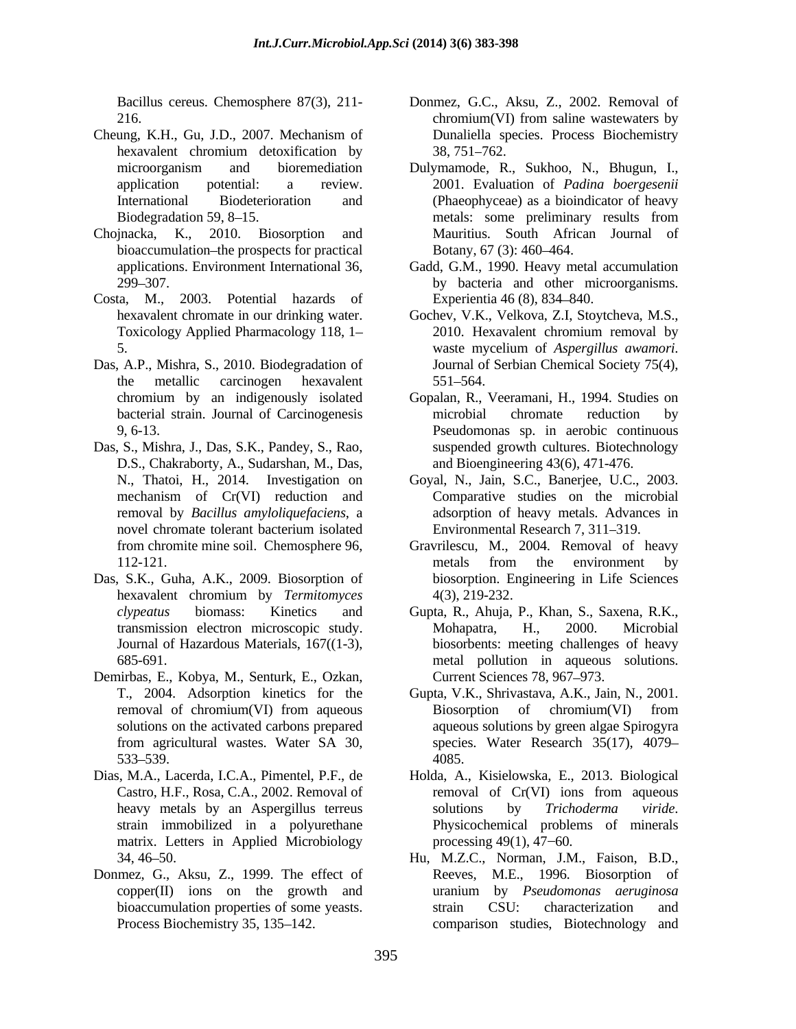Bacillus cereus. Chemosphere 87(3), 211-216.

Cheung, K.H., Gu, J.D., 2007. Mechanism of hexavalent chromium detoxification by microorganism and bioremediation application potential: a review. International Biodeterioration and Biodegradation 59, 8–15.

Chojnacka, K., 2010. Biosorption and bioaccumulation–the prospects for practical applications. Environment International 36, 299–307.

Costa, M., 2003. Potential hazards of hexavalent chromate in our drinking water. Toxicology Applied Pharmacology 118, 1–5.

Das, A.P., Mishra, S., 2010. Biodegradation of the metallic carcinogen hexavalent chromium by an indigenously isolated bacterial strain. Journal of Carcinogenesis 9, 6-13.

Das, S., Mishra, J., Das, S.K., Pandey, S., Rao, D.S., Chakraborty, A., Sudarshan, M., Das, N., Thatoi, H., 2014. Investigation on mechanism of Cr(VI) reduction and removal by *Bacillus amyloliquefaciens*, a novel chromate tolerant bacterium isolated from chromite mine soil. Chemosphere 96, 112-121.

Das, S.K., Guha, A.K., 2009. Biosorption of hexavalent chromium by *Termitomyces clypeatus* biomass: Kinetics and transmission electron microscopic study. Journal of Hazardous Materials, 167((1-3), 685-691.

Demirbas, E., Kobya, M., Senturk, E., Ozkan, T., 2004. Adsorption kinetics for the removal of chromium(VI) from aqueous solutions on the activated carbons prepared from agricultural wastes. Water SA 30, 533–539.

Dias, M.A., Lacerda, I.C.A., Pimentel, P.F., de Castro, H.F., Rosa, C.A., 2002. Removal of heavy metals by an Aspergillus terreus strain immobilized in a polyurethane matrix. Letters in Applied Microbiology 34, 46–50.

Donmez, G., Aksu, Z., 1999. The effect of copper(II) ions on the growth and bioaccumulation properties of some yeasts. Process Biochemistry 35, 135–142.

Donmez, G.C., Aksu, Z., 2002. Removal of chromium(VI) from saline wastewaters by Dunaliella species. Process Biochemistry 38, 751–762.

Dulymamode, R., Sukhoo, N., Bhugun, I., 2001. Evaluation of *Padina boergesenii* (Phaeophyceae) as a bioindicator of heavy metals: some preliminary results from Mauritius. South African Journal of Botany, 67 (3): 460–464.

Gadd, G.M., 1990. Heavy metal accumulation by bacteria and other microorganisms. Experientia 46 (8), 834–840.

Gochev, V.K., Velkova, Z.I, Stoytcheva, M.S., 2010. Hexavalent chromium removal by waste mycelium of *Aspergillus awamori*. Journal of Serbian Chemical Society 75(4), 551–564.

Gopalan, R., Veeramani, H., 1994. Studies on microbial chromate reduction by Pseudomonas sp. in aerobic continuous suspended growth cultures. Biotechnology and Bioengineering 43(6), 471-476.

Goyal, N., Jain, S.C., Banerjee, U.C., 2003. Comparative studies on the microbial adsorption of heavy metals. Advances in Environmental Research 7, 311–319.

Gravrilescu, M., 2004. Removal of heavy metals from the environment by biosorption. Engineering in Life Sciences 4(3), 219-232.

Gupta, R., Ahuja, P., Khan, S., Saxena, R.K., Mohapatra, H., 2000. Microbial biosorbents: meeting challenges of heavy metal pollution in aqueous solutions. Current Sciences 78, 967–973.

Gupta, V.K., Shrivastava, A.K., Jain, N., 2001. Biosorption of chromium(VI) from aqueous solutions by green algae Spirogyra species. Water Research 35(17), 4079–4085.

Holda, A., Kisielowska, E., 2013. Biological removal of Cr(VI) ions from aqueous solutions by *Trichoderma viride*. Physicochemical problems of minerals processing 49(1), 47−60.

Hu, M.Z.C., Norman, J.M., Faison, B.D., Reeves, M.E., 1996. Biosorption of uranium by *Pseudomonas aeruginosa* strain CSU: characterization and comparison studies, Biotechnology and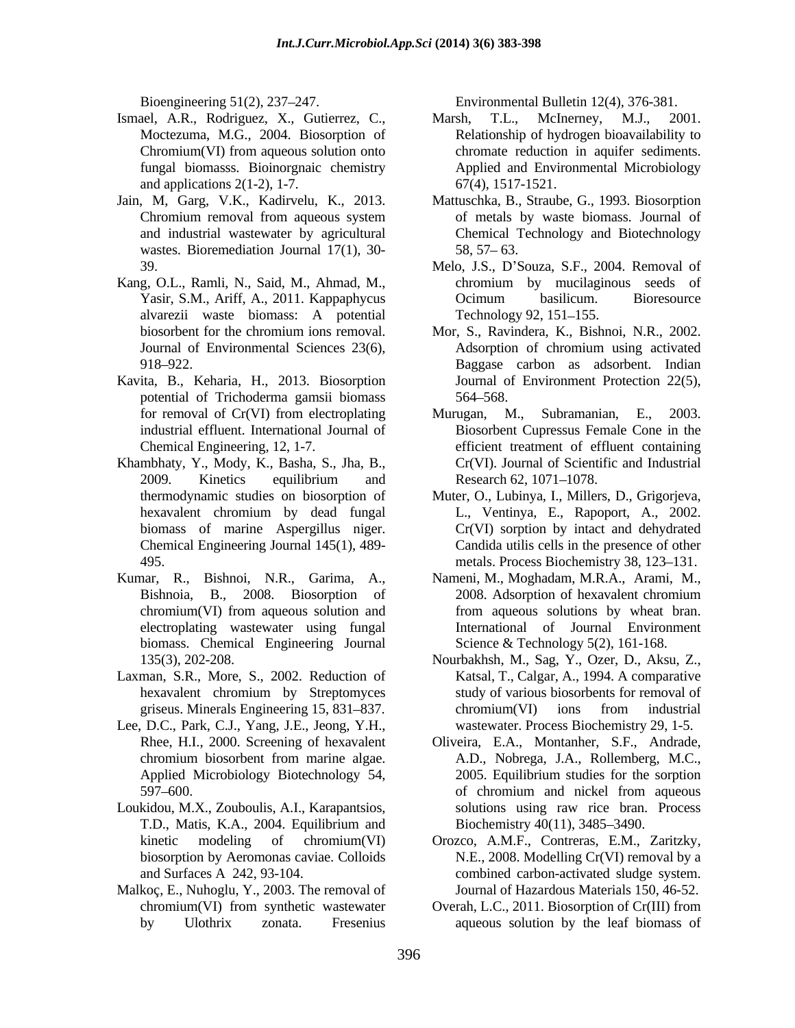Bioengineering 51(2), 237–247.

Ismael, A.R., Rodriguez, X., Gutierrez, C., Moctezuma, M.G., 2004. Biosorption of Chromium(VI) from aqueous solution onto fungal biomasss. Bioinorgnaic chemistry and applications 2(1-2), 1-7.

Jain, M, Garg, V.K., Kadirvelu, K., 2013. Chromium removal from aqueous system and industrial wastewater by agricultural wastes. Bioremediation Journal 17(1), 30-39.

Kang, O.L., Ramli, N., Said, M., Ahmad, M., Yasir, S.M., Ariff, A., 2011. Kappaphycus alvarezii waste biomass: A potential biosorbent for the chromium ions removal. Journal of Environmental Sciences 23(6), 918–922.

Kavita, B., Keharia, H., 2013. Biosorption potential of Trichoderma gamsii biomass for removal of Cr(VI) from electroplating industrial effluent. International Journal of Chemical Engineering, 12, 1-7.

Khambhaty, Y., Mody, K., Basha, S., Jha, B., 2009. Kinetics equilibrium and thermodynamic studies on biosorption of hexavalent chromium by dead fungal biomass of marine Aspergillus niger. Chemical Engineering Journal 145(1), 489-495.

Kumar, R., Bishnoi, N.R., Garima, A., Bishnoia, B., 2008. Biosorption of chromium(VI) from aqueous solution and electroplating wastewater using fungal biomass. Chemical Engineering Journal 135(3), 202-208.

Laxman, S.R., More, S., 2002. Reduction of hexavalent chromium by Streptomyces griseus. Minerals Engineering 15, 831–837.

Lee, D.C., Park, C.J., Yang, J.E., Jeong, Y.H., Rhee, H.I., 2000. Screening of hexavalent chromium biosorbent from marine algae. Applied Microbiology Biotechnology 54, 597–600.

Loukidou, M.X., Zouboulis, A.I., Karapantsios, T.D., Matis, K.A., 2004. Equilibrium and kinetic modeling of chromium(VI) biosorption by Aeromonas caviae. Colloids and Surfaces A 242, 93-104.

Malkoç, E., Nuhoglu, Y., 2003. The removal of chromium(VI) from synthetic wastewater by Ulothrix zonata. Fresenius Environmental Bulletin 12(4), 376-381.

Marsh, T.L., McInerney, M.J., 2001. Relationship of hydrogen bioavailability to chromate reduction in aquifer sediments. Applied and Environmental Microbiology 67(4), 1517-1521.

Mattuschka, B., Straube, G., 1993. Biosorption of metals by waste biomass. Journal of Chemical Technology and Biotechnology 58, 57– 63.

Melo, J.S., D'Souza, S.F., 2004. Removal of chromium by mucilaginous seeds of Ocimum basilicum. Bioresource Technology 92, 151–155.

Mor, S., Ravindera, K., Bishnoi, N.R., 2002. Adsorption of chromium using activated Baggase carbon as adsorbent. Indian Journal of Environment Protection 22(5), 564–568.

Murugan, M., Subramanian, E., 2003. Biosorbent Cupressus Female Cone in the efficient treatment of effluent containing Cr(VI). Journal of Scientific and Industrial Research 62, 1071–1078.

Muter, O., Lubinya, I., Millers, D., Grigorjeva, L., Ventinya, E., Rapoport, A., 2002. Cr(VI) sorption by intact and dehydrated Candida utilis cells in the presence of other metals. Process Biochemistry 38, 123–131.

Nameni, M., Moghadam, M.R.A., Arami, M., 2008. Adsorption of hexavalent chromium from aqueous solutions by wheat bran. International of Journal Environment Science & Technology 5(2), 161-168.

Nourbakhsh, M., Sag, Y., Ozer, D., Aksu, Z., Katsal, T., Calgar, A., 1994. A comparative study of various biosorbents for removal of chromium(VI) ions from industrial wastewater. Process Biochemistry 29, 1-5.

Oliveira, E.A., Montanher, S.F., Andrade, A.D., Nobrega, J.A., Rollemberg, M.C., 2005. Equilibrium studies for the sorption of chromium and nickel from aqueous solutions using raw rice bran. Process Biochemistry 40(11), 3485–3490.

Orozco, A.M.F., Contreras, E.M., Zaritzky, N.E., 2008. Modelling Cr(VI) removal by a combined carbon-activated sludge system. Journal of Hazardous Materials 150, 46-52.

Overah, L.C., 2011. Biosorption of Cr(III) from aqueous solution by the leaf biomass of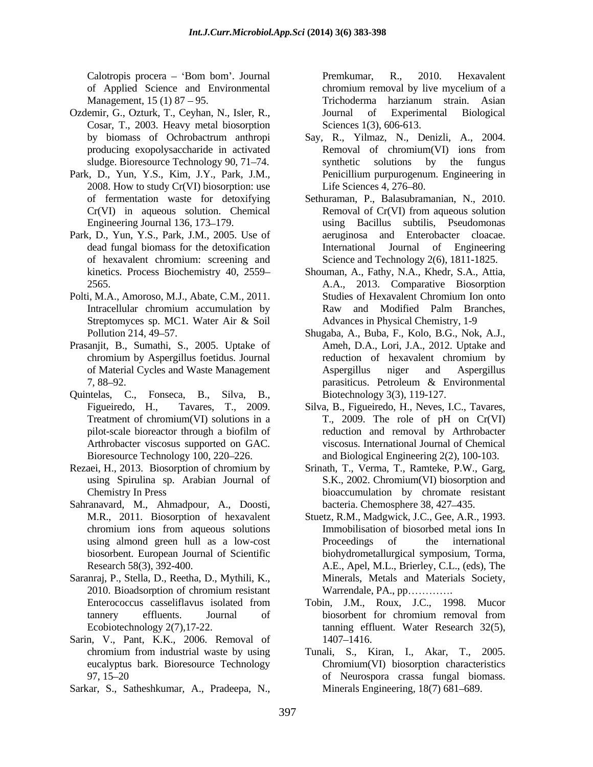Calotropis procera – 'Bom bom'. Journal of Applied Science and Environmental Management, 15 (1) 87 – 95.

Ozdemir, G., Ozturk, T., Ceyhan, N., Isler, R., Cosar, T., 2003. Heavy metal biosorption by biomass of Ochrobactrum anthropi producing exopolysaccharide in activated sludge. Bioresource Technology 90, 71–74.

Park, D., Yun, Y.S., Kim, J.Y., Park, J.M., 2008. How to study Cr(VI) biosorption: use of fermentation waste for detoxifying Cr(VI) in aqueous solution. Chemical Engineering Journal 136, 173–179.

Park, D., Yun, Y.S., Park, J.M., 2005. Use of dead fungal biomass for the detoxification of hexavalent chromium: screening and kinetics. Process Biochemistry 40, 2559–2565.

Polti, M.A., Amoroso, M.J., Abate, C.M., 2011. Intracellular chromium accumulation by Streptomyces sp. MC1. Water Air & Soil Pollution 214, 49–57.

Prasanjit, B., Sumathi, S., 2005. Uptake of chromium by Aspergillus foetidus. Journal of Material Cycles and Waste Management 7, 88–92.

Quintelas, C., Fonseca, B., Silva, B., Figueiredo, H., Tavares, T., 2009. Treatment of chromium(VI) solutions in a pilot-scale bioreactor through a biofilm of Arthrobacter viscosus supported on GAC. Bioresource Technology 100, 220–226.

Rezaei, H., 2013. Biosorption of chromium by using Spirulina sp. Arabian Journal of Chemistry In Press

Sahranavard, M., Ahmadpour, A., Doosti, M.R., 2011. Biosorption of hexavalent chromium ions from aqueous solutions using almond green hull as a low-cost biosorbent. European Journal of Scientific Research 58(3), 392-400.

Saranraj, P., Stella, D., Reetha, D., Mythili, K., 2010. Bioadsorption of chromium resistant Enterococcus casseliflavus isolated from tannery effluents. Journal of Ecobiotechnology 2(7),17-22.

Sarin, V., Pant, K.K., 2006. Removal of chromium from industrial waste by using eucalyptus bark. Bioresource Technology 97, 15–20

Sarkar, S., Satheshkumar, A., Pradeepa, N., Premkumar, R., 2010. Hexavalent chromium removal by live mycelium of a Trichoderma harzianum strain. Asian Journal of Experimental Biological Sciences 1(3), 606-613.

Say, R., Yilmaz, N., Denizli, A., 2004. Removal of chromium(VI) ions from synthetic solutions by the fungus Penicillium purpurogenum. Engineering in Life Sciences 4, 276–80.

Sethuraman, P., Balasubramanian, N., 2010. Removal of Cr(VI) from aqueous solution using Bacillus subtilis, Pseudomonas aeruginosa and Enterobacter cloacae. International Journal of Engineering Science and Technology 2(6), 1811-1825.

Shouman, A., Fathy, N.A., Khedr, S.A., Attia, A.A., 2013. Comparative Biosorption Studies of Hexavalent Chromium Ion onto Raw and Modified Palm Branches, Advances in Physical Chemistry, 1-9

Shugaba, A., Buba, F., Kolo, B.G., Nok, A.J., Ameh, D.A., Lori, J.A., 2012. Uptake and reduction of hexavalent chromium by Aspergillus niger and Aspergillus parasiticus. Petroleum & Environmental Biotechnology 3(3), 119-127.

Silva, B., Figueiredo, H., Neves, I.C., Tavares, T., 2009. The role of pH on Cr(VI) reduction and removal by Arthrobacter viscosus. International Journal of Chemical and Biological Engineering 2(2), 100-103.

Srinath, T., Verma, T., Ramteke, P.W., Garg, S.K., 2002. Chromium(VI) biosorption and bioaccumulation by chromate resistant bacteria. Chemosphere 38, 427–435.

Stuetz, R.M., Madgwick, J.C., Gee, A.R., 1993. Immobilisation of biosorbed metal ions In Proceedings of the international biohydrometallurgical symposium, Torma, A.E., Apel, M.L., Brierley, C.L., (eds), The Minerals, Metals and Materials Society, Warrendale, PA., pp………….

Tobin, J.M., Roux, J.C., 1998. Mucor biosorbent for chromium removal from tanning effluent. Water Research 32(5), 1407–1416.

Tunali, S., Kiran, I., Akar, T., 2005. Chromium(VI) biosorption characteristics of Neurospora crassa fungal biomass. Minerals Engineering, 18(7) 681–689.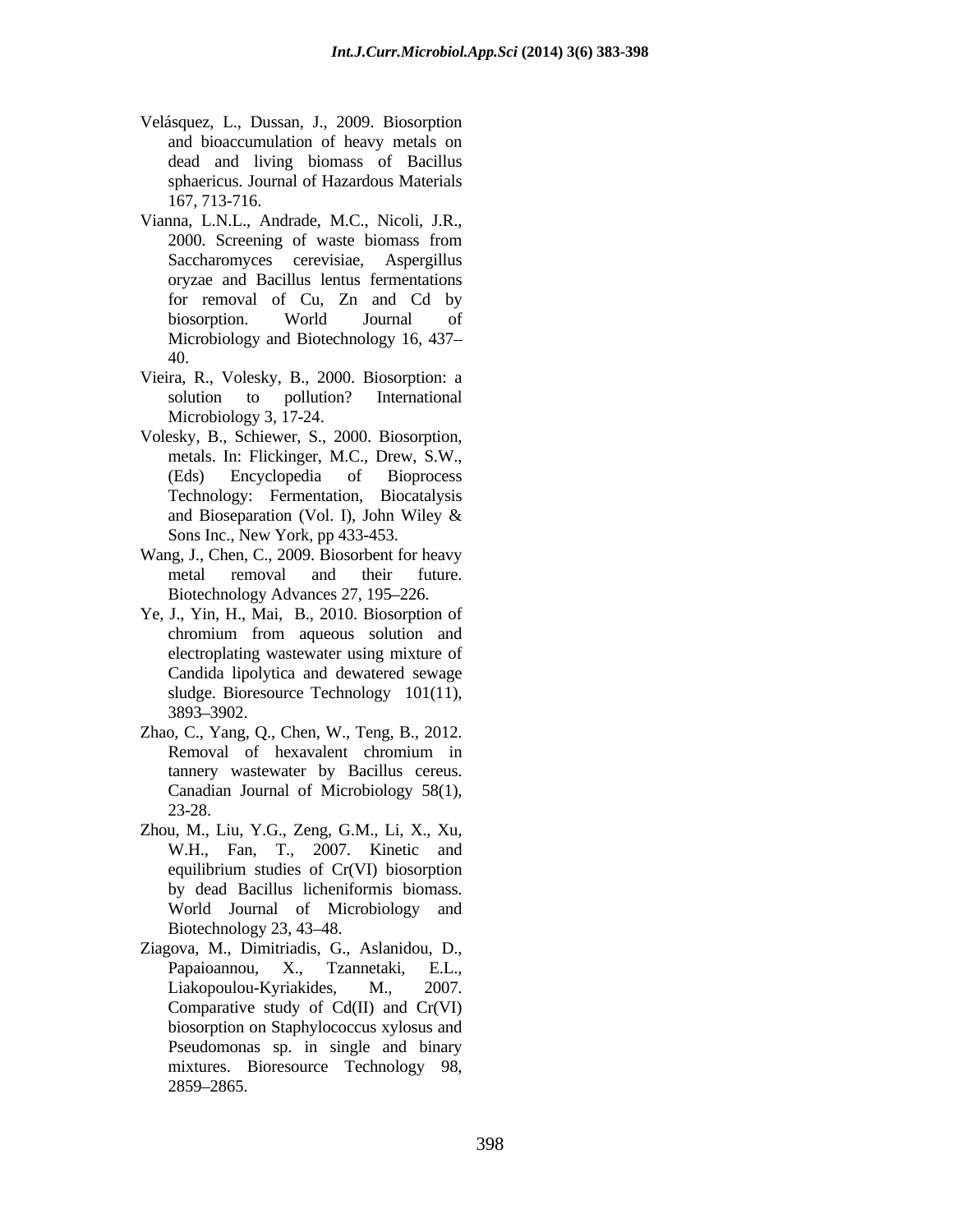Velásquez, L., Dussan, J., 2009. Biosorption and bioaccumulation of heavy metals on dead and living biomass of Bacillus sphaericus. Journal of Hazardous Materials 167, 713-716.

Vianna, L.N.L., Andrade, M.C., Nicoli, J.R., 2000. Screening of waste biomass from Saccharomyces cerevisiae, Aspergillus oryzae and Bacillus lentus fermentations for removal of Cu, Zn and Cd by biosorption. World Journal of Microbiology and Biotechnology 16, 437–40.

Vieira, R., Volesky, B., 2000. Biosorption: a solution to pollution? International Microbiology 3, 17-24.

Volesky, B., Schiewer, S., 2000. Biosorption, metals. In: Flickinger, M.C., Drew, S.W., (Eds) Encyclopedia of Bioprocess Technology: Fermentation, Biocatalysis and Bioseparation (Vol. I), John Wiley & Sons Inc., New York, pp 433-453.

Wang, J., Chen, C., 2009. Biosorbent for heavy metal removal and their future. Biotechnology Advances 27, 195–226.

Ye, J., Yin, H., Mai, B., 2010. Biosorption of chromium from aqueous solution and electroplating wastewater using mixture of Candida lipolytica and dewatered sewage sludge. Bioresource Technology 101(11), 3893–3902.

Zhao, C., Yang, Q., Chen, W., Teng, B., 2012. Removal of hexavalent chromium in tannery wastewater by Bacillus cereus. Canadian Journal of Microbiology 58(1), 23-28.

Zhou, M., Liu, Y.G., Zeng, G.M., Li, X., Xu, W.H., Fan, T., 2007. Kinetic and equilibrium studies of Cr(VI) biosorption by dead Bacillus licheniformis biomass. World Journal of Microbiology and Biotechnology 23, 43–48.

Ziagova, M., Dimitriadis, G., Aslanidou, D., Papaioannou, X., Tzannetaki, E.L., Liakopoulou-Kyriakides, M., 2007. Comparative study of Cd(II) and Cr(VI) biosorption on Staphylococcus xylosus and Pseudomonas sp. in single and binary mixtures. Bioresource Technology 98, 2859–2865.